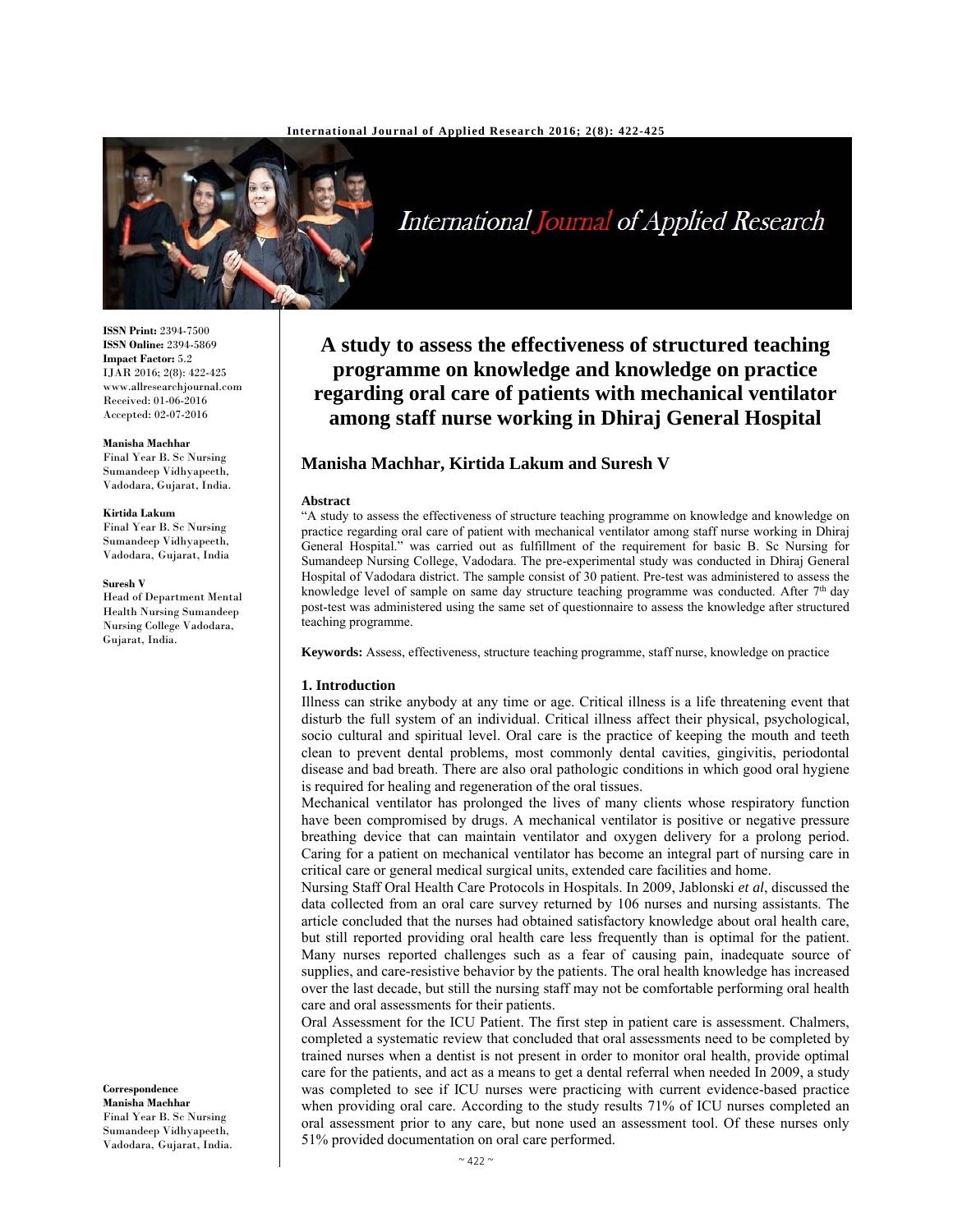ISSN Print: 2394-7500
ISSN Online: 2394-5869
Impact Factor: 5.2
IJAR 2016; 2(8): 422-425
www.allresearchjournal.com
Received: 01-06-2016
Accepted: 02-07-2016

**Manisha Machhar**
Final Year B. Sc Nursing Sumandeep Vidhyapeeth, Vadodara, Gujarat, India.

**Kirtida Lakum**
Final Year B. Sc Nursing Sumandeep Vidhyapeeth, Vadodara, Gujarat, India

**Suresh V**
Head of Department Mental Health Nursing Sumandeep Nursing College Vadodara, Gujarat, India.

**Correspondence**
**Manisha Machhar**
Final Year B. Sc Nursing Sumandeep Vidhyapeeth, Vadodara, Gujarat, India.

# A study to assess the effectiveness of structured teaching programme on knowledge and knowledge on practice regarding oral care of patients with mechanical ventilator among staff nurse working in Dhiraj General Hospital

## Manisha Machhar, Kirtida Lakum and Suresh V

### Abstract

"A study to assess the effectiveness of structure teaching programme on knowledge and knowledge on practice regarding oral care of patient with mechanical ventilator among staff nurse working in Dhiraj General Hospital." was carried out as fulfillment of the requirement for basic B. Sc Nursing for Sumandeep Nursing College, Vadodara. The pre-experimental study was conducted in Dhiraj General Hospital of Vadodara district. The sample consist of 30 patient. Pre-test was administered to assess the knowledge level of sample on same day structure teaching programme was conducted. After 7th day post-test was administered using the same set of questionnaire to assess the knowledge after structured teaching programme.

**Keywords:** Assess, effectiveness, structure teaching programme, staff nurse, knowledge on practice

### 1. Introduction

Illness can strike anybody at any time or age. Critical illness is a life threatening event that disturb the full system of an individual. Critical illness affect their physical, psychological, socio cultural and spiritual level. Oral care is the practice of keeping the mouth and teeth clean to prevent dental problems, most commonly dental cavities, gingivitis, periodontal disease and bad breath. There are also oral pathologic conditions in which good oral hygiene is required for healing and regeneration of the oral tissues.

Mechanical ventilator has prolonged the lives of many clients whose respiratory function have been compromised by drugs. A mechanical ventilator is positive or negative pressure breathing device that can maintain ventilator and oxygen delivery for a prolong period. Caring for a patient on mechanical ventilator has become an integral part of nursing care in critical care or general medical surgical units, extended care facilities and home.

Nursing Staff Oral Health Care Protocols in Hospitals. In 2009, Jablonski *et al*, discussed the data collected from an oral care survey returned by 106 nurses and nursing assistants. The article concluded that the nurses had obtained satisfactory knowledge about oral health care, but still reported providing oral health care less frequently than is optimal for the patient. Many nurses reported challenges such as a fear of causing pain, inadequate source of supplies, and care-resistive behavior by the patients. The oral health knowledge has increased over the last decade, but still the nursing staff may not be comfortable performing oral health care and oral assessments for their patients.

Oral Assessment for the ICU Patient. The first step in patient care is assessment. Chalmers, completed a systematic review that concluded that oral assessments need to be completed by trained nurses when a dentist is not present in order to monitor oral health, provide optimal care for the patients, and act as a means to get a dental referral when needed In 2009, a study was completed to see if ICU nurses were practicing with current evidence-based practice when providing oral care. According to the study results 71% of ICU nurses completed an oral assessment prior to any care, but none used an assessment tool. Of these nurses only 51% provided documentation on oral care performed.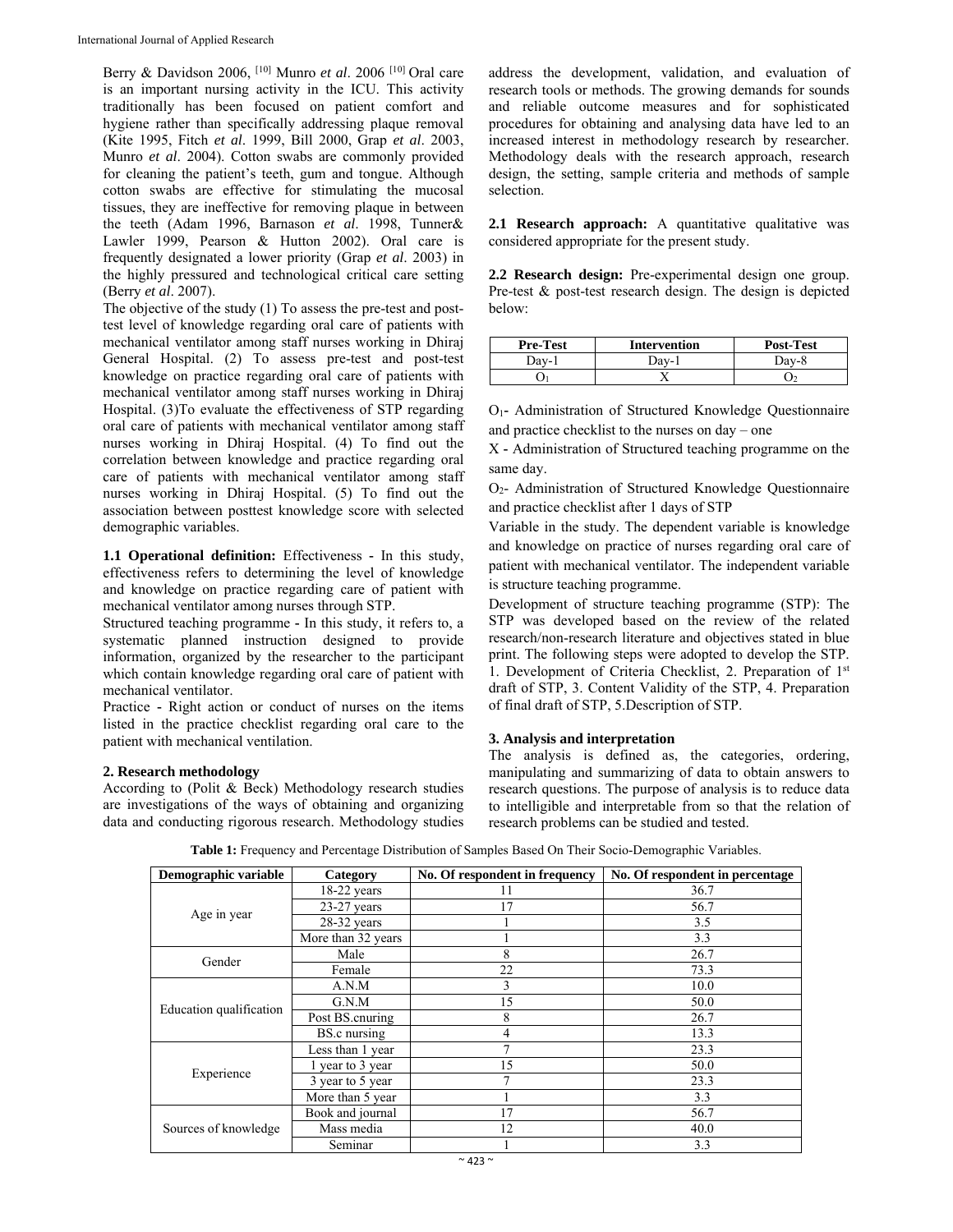Berry & Davidson 2006, [10] Munro *et al*. 2006 [10] Oral care is an important nursing activity in the ICU. This activity traditionally has been focused on patient comfort and hygiene rather than specifically addressing plaque removal (Kite 1995, Fitch *et al*. 1999, Bill 2000, Grap *et al*. 2003, Munro *et al*. 2004). Cotton swabs are commonly provided for cleaning the patient's teeth, gum and tongue. Although cotton swabs are effective for stimulating the mucosal tissues, they are ineffective for removing plaque in between the teeth (Adam 1996, Barnason *et al*. 1998, Tunner& Lawler 1999, Pearson & Hutton 2002). Oral care is frequently designated a lower priority (Grap *et al*. 2003) in the highly pressured and technological critical care setting (Berry *et al*. 2007).

The objective of the study (1) To assess the pre-test and post-test level of knowledge regarding oral care of patients with mechanical ventilator among staff nurses working in Dhiraj General Hospital. (2) To assess pre-test and post-test knowledge on practice regarding oral care of patients with mechanical ventilator among staff nurses working in Dhiraj Hospital. (3)To evaluate the effectiveness of STP regarding oral care of patients with mechanical ventilator among staff nurses working in Dhiraj Hospital. (4) To find out the correlation between knowledge and practice regarding oral care of patients with mechanical ventilator among staff nurses working in Dhiraj Hospital. (5) To find out the association between posttest knowledge score with selected demographic variables.

**1.1 Operational definition:** Effectiveness - In this study, effectiveness refers to determining the level of knowledge and knowledge on practice regarding care of patient with mechanical ventilator among nurses through STP.

Structured teaching programme - In this study, it refers to, a systematic planned instruction designed to provide information, organized by the researcher to the participant which contain knowledge regarding oral care of patient with mechanical ventilator.

Practice - Right action or conduct of nurses on the items listed in the practice checklist regarding oral care to the patient with mechanical ventilation.

## 2. Research methodology

According to (Polit & Beck) Methodology research studies are investigations of the ways of obtaining and organizing data and conducting rigorous research. Methodology studies address the development, validation, and evaluation of research tools or methods. The growing demands for sounds and reliable outcome measures and for sophisticated procedures for obtaining and analysing data have led to an increased interest in methodology research by researcher. Methodology deals with the research approach, research design, the setting, sample criteria and methods of sample selection.

**2.1 Research approach:** A quantitative qualitative was considered appropriate for the present study.

**2.2 Research design:** Pre-experimental design one group. Pre-test & post-test research design. The design is depicted below:

| Pre-Test | Intervention | Post-Test |
|---|---|---|
| Day-1 | Day-1 | Day-8 |
| $O_1$ | X | $O_2$ |

$O_1$- Administration of Structured Knowledge Questionnaire and practice checklist to the nurses on day – one

X - Administration of Structured teaching programme on the same day.

$O_2$- Administration of Structured Knowledge Questionnaire and practice checklist after 1 days of STP

Variable in the study. The dependent variable is knowledge and knowledge on practice of nurses regarding oral care of patient with mechanical ventilator. The independent variable is structure teaching programme.

Development of structure teaching programme (STP): The STP was developed based on the review of the related research/non-research literature and objectives stated in blue print. The following steps were adopted to develop the STP. 1. Development of Criteria Checklist, 2. Preparation of 1st draft of STP, 3. Content Validity of the STP, 4. Preparation of final draft of STP, 5.Description of STP.

## 3. Analysis and interpretation

The analysis is defined as, the categories, ordering, manipulating and summarizing of data to obtain answers to research questions. The purpose of analysis is to reduce data to intelligible and interpretable from so that the relation of research problems can be studied and tested.

**Table 1:** Frequency and Percentage Distribution of Samples Based On Their Socio-Demographic Variables.

| Demographic variable | Category | No. Of respondent in frequency | No. Of respondent in percentage |
|---|---|---|---|
| Age in year | 18-22 years | 11 | 36.7 |
| | 23-27 years | 17 | 56.7 |
| | 28-32 years | 1 | 3.5 |
| | More than 32 years | 1 | 3.3 |
| Gender | Male | 8 | 26.7 |
| | Female | 22 | 73.3 |
| Education qualification | A.N.M | 3 | 10.0 |
| | G.N.M | 15 | 50.0 |
| | Post BS.cnuring | 8 | 26.7 |
| | BS.c nursing | 4 | 13.3 |
| Experience | Less than 1 year | 7 | 23.3 |
| | 1 year to 3 year | 15 | 50.0 |
| | 3 year to 5 year | 7 | 23.3 |
| | More than 5 year | 1 | 3.3 |
| Sources of knowledge | Book and journal | 17 | 56.7 |
| | Mass media | 12 | 40.0 |
| | Seminar | 1 | 3.3 |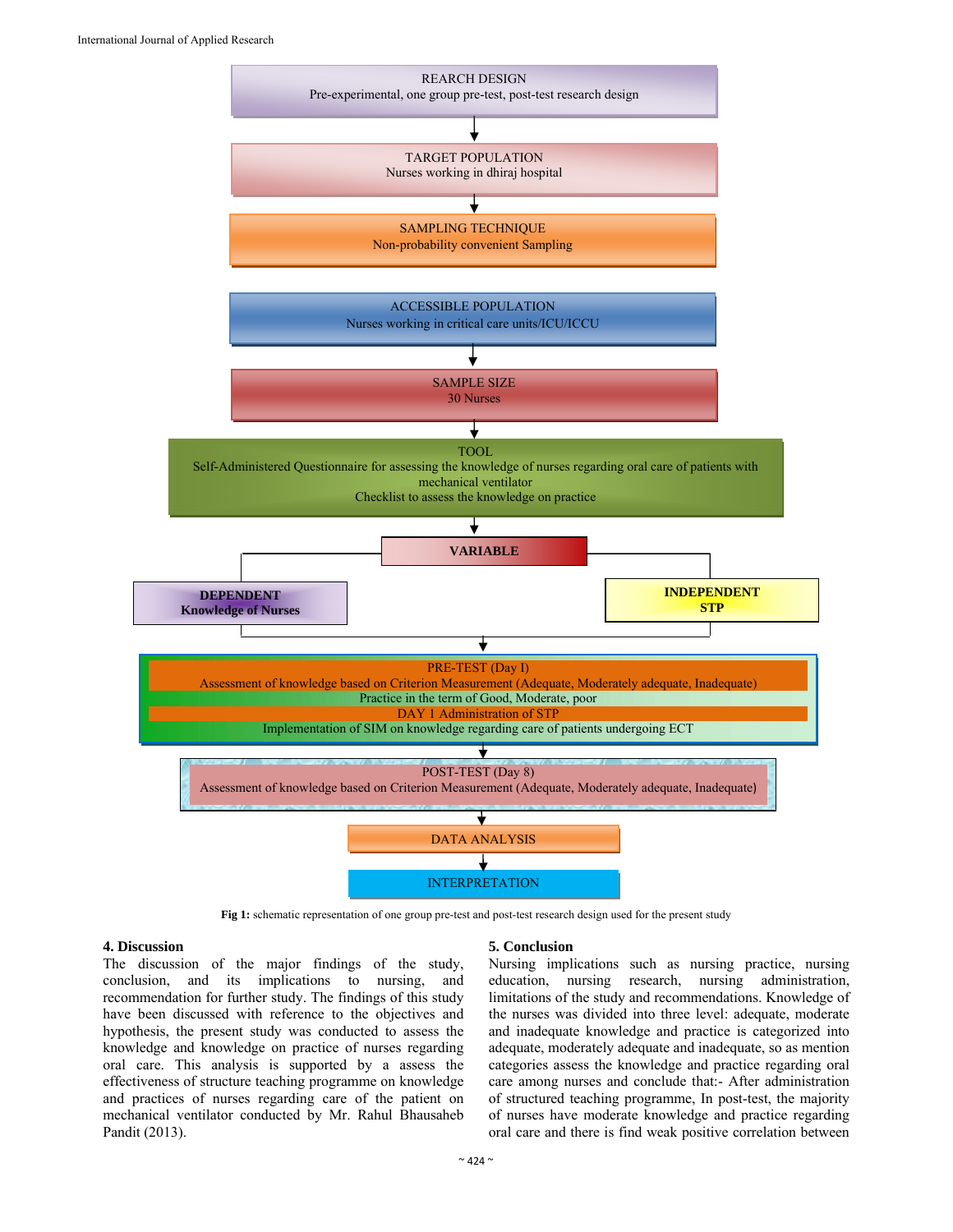REARCH DESIGN
Pre-experimental, one group pre-test, post-test research design

TARGET POPULATION
Nurses working in dhiraj hospital

SAMPLING TECHNIQUE
Non-probability convenient Sampling

ACCESSIBLE POPULATION
Nurses working in critical care units/ICU/ICCU

SAMPLE SIZE
30 Nurses

TOOL
Self-Administered Questionnaire for assessing the knowledge of nurses regarding oral care of patients with mechanical ventilator
Checklist to assess the knowledge on practice

**VARIABLE**

**DEPENDENT**
**Knowledge of Nurses**

**INDEPENDENT**
**STP**

PRE-TEST (Day I)
Assessment of knowledge based on Criterion Measurement (Adequate, Moderately adequate, Inadequate)
Practice in the term of Good, Moderate, poor
DAY 1 Administration of STP
Implementation of SIM on knowledge regarding care of patients undergoing ECT

POST-TEST (Day 8)
Assessment of knowledge based on Criterion Measurement (Adequate, Moderately adequate, Inadequate)

DATA ANALYSIS

INTERPRETATION

**Fig 1:** schematic representation of one group pre-test and post-test research design used for the present study

## 4. Discussion

The discussion of the major findings of the study, conclusion, and its implications to nursing, and recommendation for further study. The findings of this study have been discussed with reference to the objectives and hypothesis, the present study was conducted to assess the knowledge and knowledge on practice of nurses regarding oral care. This analysis is supported by a assess the effectiveness of structure teaching programme on knowledge and practices of nurses regarding care of the patient on mechanical ventilator conducted by Mr. Rahul Bhausaheb Pandit (2013).

## 5. Conclusion

Nursing implications such as nursing practice, nursing education, nursing research, nursing administration, limitations of the study and recommendations. Knowledge of the nurses was divided into three level: adequate, moderate and inadequate knowledge and practice is categorized into adequate, moderately adequate and inadequate, so as mention categories assess the knowledge and practice regarding oral care among nurses and conclude that:- After administration of structured teaching programme, In post-test, the majority of nurses have moderate knowledge and practice regarding oral care and there is find weak positive correlation between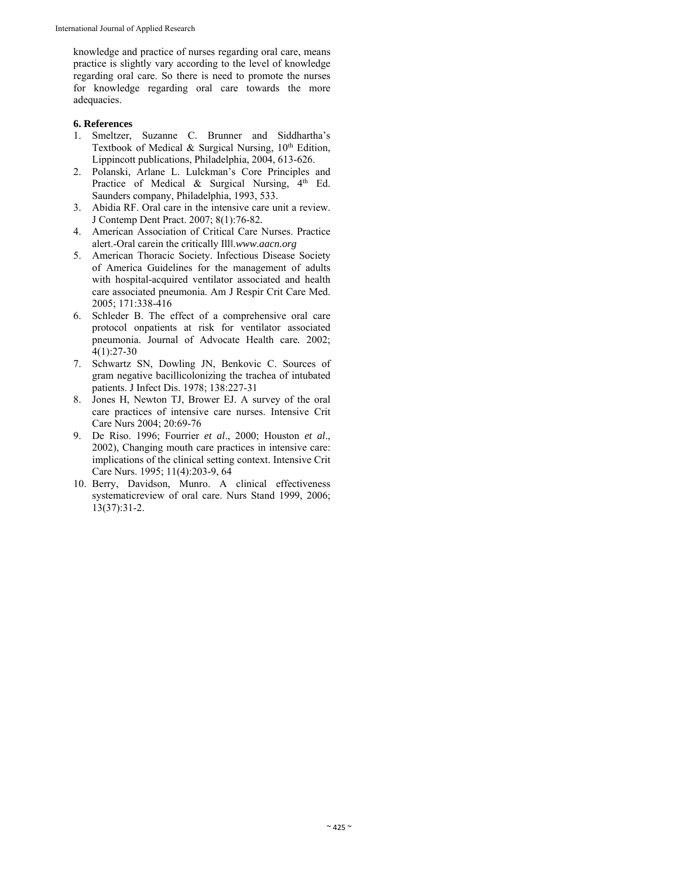knowledge and practice of nurses regarding oral care, means practice is slightly vary according to the level of knowledge regarding oral care. So there is need to promote the nurses for knowledge regarding oral care towards the more adequacies.

## 6. References

1. Smeltzer, Suzanne C. Brunner and Siddhartha's Textbook of Medical & Surgical Nursing, 10th Edition, Lippincott publications, Philadelphia, 2004, 613-626.
2. Polanski, Arlane L. Lulckman's Core Principles and Practice of Medical & Surgical Nursing, 4th Ed. Saunders company, Philadelphia, 1993, 533.
3. Abidia RF. Oral care in the intensive care unit a review. J Contemp Dent Pract. 2007; 8(1):76-82.
4. American Association of Critical Care Nurses. Practice alert.-Oral carein the critically Ill‖.*www.aacn.org*
5. American Thoracic Society. Infectious Disease Society of America Guidelines for the management of adults with hospital-acquired ventilator associated and health care associated pneumonia. Am J Respir Crit Care Med. 2005; 171:338-416
6. Schleder B. The effect of a comprehensive oral care protocol onpatients at risk for ventilator associated pneumonia. Journal of Advocate Health care. 2002; 4(1):27-30
7. Schwartz SN, Dowling JN, Benkovic C. Sources of gram negative bacillicolonizing the trachea of intubated patients. J Infect Dis. 1978; 138:227-31
8. Jones H, Newton TJ, Brower EJ. A survey of the oral care practices of intensive care nurses. Intensive Crit Care Nurs 2004; 20:69-76
9. De Riso. 1996; Fourrier *et al*., 2000; Houston *et al*., 2002), Changing mouth care practices in intensive care: implications of the clinical setting context. Intensive Crit Care Nurs. 1995; 11(4):203-9, 64
10. Berry, Davidson, Munro. A clinical effectiveness systematicreview of oral care. Nurs Stand 1999, 2006; 13(37):31-2.